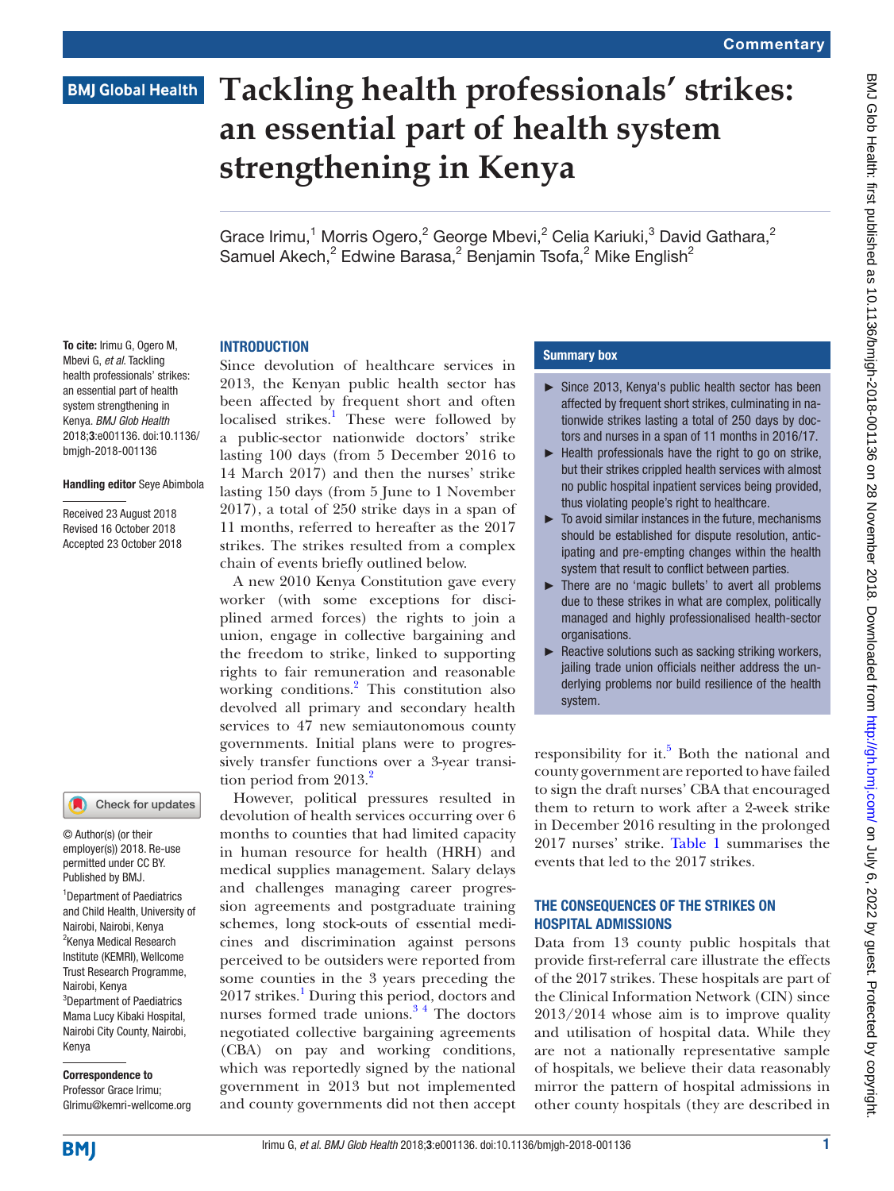Commentary

BMJ Global Health

# Tackling health professionals' strikes: an essential part of health system strengthening in Kenya

Grace Irimu,[1] Morris Ogero,[2] George Mbevi,[2] Celia Kariuki,[3] David Gathara,[2] Samuel Akech,[2] Edwine Barasa,[2] Benjamin Tsofa,[2] Mike English[2]

**To cite:** Irimu G, Ogero M, Mbevi G, *et al*. Tackling health professionals' strikes: an essential part of health system strengthening in Kenya. *BMJ Glob Health* 2018;**3**:e001136. doi:10.1136/bmjgh-2018-001136

**Handling editor** Seye Abimbola

Received 23 August 2018
Revised 16 October 2018
Accepted 23 October 2018

© Author(s) (or their employer(s)) 2018. Re-use permitted under CC BY. Published by BMJ.

[1]Department of Paediatrics and Child Health, University of Nairobi, Nairobi, Kenya
[2]Kenya Medical Research Institute (KEMRI), Wellcome Trust Research Programme, Nairobi, Kenya
[3]Department of Paediatrics Mama Lucy Kibaki Hospital, Nairobi City County, Nairobi, Kenya

**Correspondence to**
Professor Grace Irimu;
GIrimu@kemri-wellcome.org

## INTRODUCTION

Since devolution of healthcare services in 2013, the Kenyan public health sector has been affected by frequent short and often localised strikes.[1] These were followed by a public-sector nationwide doctors' strike lasting 100 days (from 5 December 2016 to 14 March 2017) and then the nurses' strike lasting 150 days (from 5 June to 1 November 2017), a total of 250 strike days in a span of 11 months, referred to hereafter as the 2017 strikes. The strikes resulted from a complex chain of events briefly outlined below.

A new 2010 Kenya Constitution gave every worker (with some exceptions for disciplined armed forces) the rights to join a union, engage in collective bargaining and the freedom to strike, linked to supporting rights to fair remuneration and reasonable working conditions.[2] This constitution also devolved all primary and secondary health services to 47 new semiautonomous county governments. Initial plans were to progressively transfer functions over a 3-year transition period from 2013.[2]

However, political pressures resulted in devolution of health services occurring over 6 months to counties that had limited capacity in human resource for health (HRH) and medical supplies management. Salary delays and challenges managing career progression agreements and postgraduate training schemes, long stock-outs of essential medicines and discrimination against persons perceived to be outsiders were reported from some counties in the 3 years preceding the 2017 strikes.[1] During this period, doctors and nurses formed trade unions.[3,4] The doctors negotiated collective bargaining agreements (CBA) on pay and working conditions, which was reportedly signed by the national government in 2013 but not implemented and county governments did not then accept responsibility for it.[5] Both the national and county government are reported to have failed to sign the draft nurses' CBA that encouraged them to return to work after a 2-week strike in December 2016 resulting in the prolonged 2017 nurses' strike. Table 1 summarises the events that led to the 2017 strikes.

> **Summary box**
>
> - Since 2013, Kenya's public health sector has been affected by frequent short strikes, culminating in nationwide strikes lasting a total of 250 days by doctors and nurses in a span of 11 months in 2016/17.
> - Health professionals have the right to go on strike, but their strikes crippled health services with almost no public hospital inpatient services being provided, thus violating people's right to healthcare.
> - To avoid similar instances in the future, mechanisms should be established for dispute resolution, anticipating and pre-empting changes within the health system that result to conflict between parties.
> - There are no 'magic bullets' to avert all problems due to these strikes in what are complex, politically managed and highly professionalised health-sector organisations.
> - Reactive solutions such as sacking striking workers, jailing trade union officials neither address the underlying problems nor build resilience of the health system.

## THE CONSEQUENCES OF THE STRIKES ON HOSPITAL ADMISSIONS

Data from 13 county public hospitals that provide first-referral care illustrate the effects of the 2017 strikes. These hospitals are part of the Clinical Information Network (CIN) since 2013/2014 whose aim is to improve quality and utilisation of hospital data. While they are not a nationally representative sample of hospitals, we believe their data reasonably mirror the pattern of hospital admissions in other county hospitals (they are described in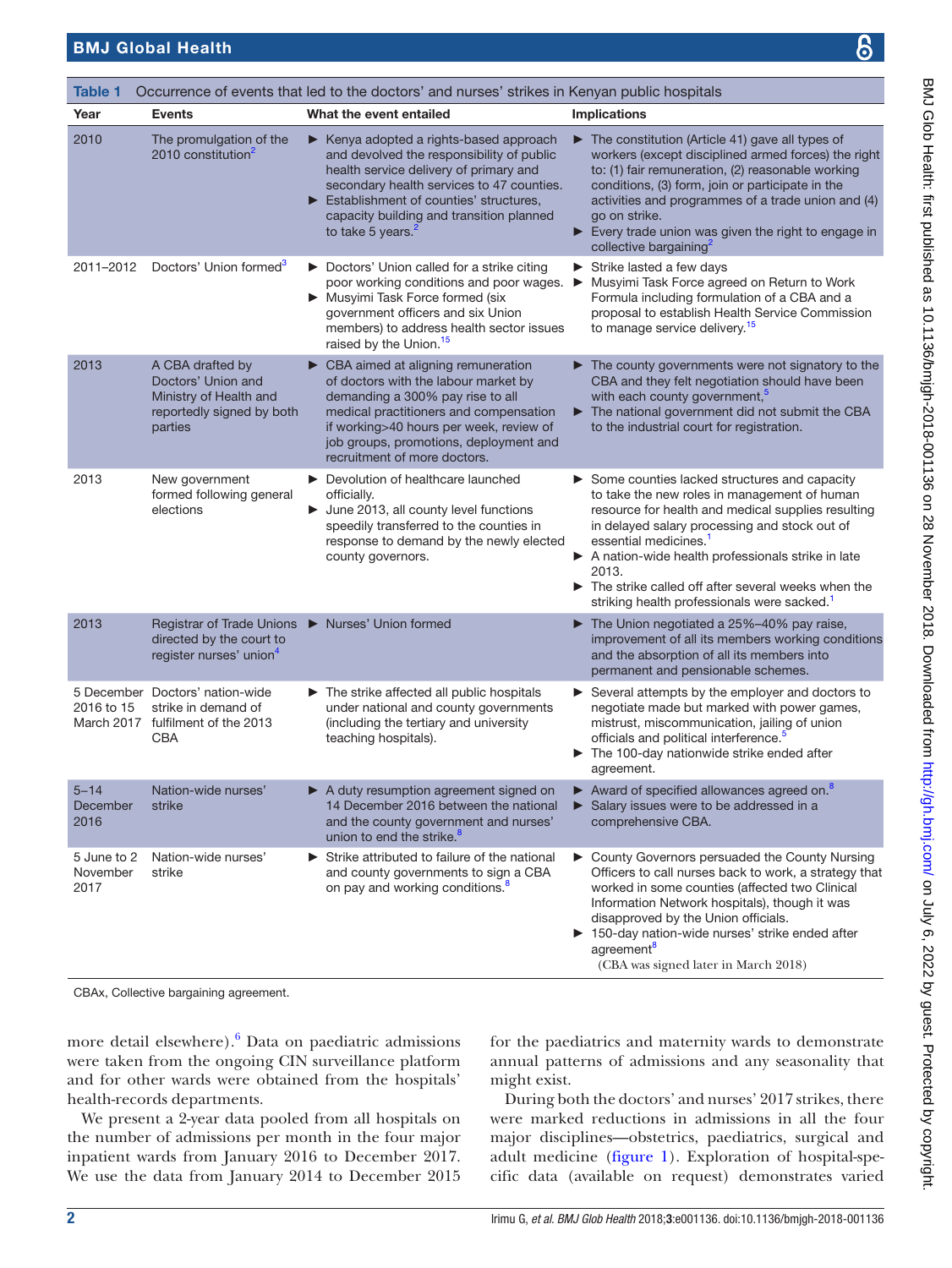**Table 1** Occurrence of events that led to the doctors' and nurses' strikes in Kenyan public hospitals

| Year | Events | What the event entailed | Implications |
|---|---|---|---|
| 2010 | The promulgation of the 2010 constitution[2] | ► Kenya adopted a rights-based approach and devolved the responsibility of public health service delivery of primary and secondary health services to 47 counties. ► Establishment of counties' structures, capacity building and transition planned to take 5 years.[2] | ► The constitution (Article 41) gave all types of workers (except disciplined armed forces) the right to: (1) fair remuneration, (2) reasonable working conditions, (3) form, join or participate in the activities and programmes of a trade union and (4) go on strike. ► Every trade union was given the right to engage in collective bargaining[2] |
| 2011–2012 | Doctors' Union formed[3] | ► Doctors' Union called for a strike citing poor working conditions and poor wages. ► Musyimi Task Force formed (six government officers and six Union members) to address health sector issues raised by the Union.[15] | ► Strike lasted a few days ► Musyimi Task Force agreed on Return to Work Formula including formulation of a CBA and a proposal to establish Health Service Commission to manage service delivery.[15] |
| 2013 | A CBA drafted by Doctors' Union and Ministry of Health and reportedly signed by both parties | ► CBA aimed at aligning remuneration of doctors with the labour market by demanding a 300% pay rise to all medical practitioners and compensation if working>40 hours per week, review of job groups, promotions, deployment and recruitment of more doctors. | ► The county governments were not signatory to the CBA and they felt negotiation should have been with each county government.[5] ► The national government did not submit the CBA to the industrial court for registration. |
| 2013 | New government formed following general elections | ► Devolution of healthcare launched officially. ► June 2013, all county level functions speedily transferred to the counties in response to demand by the newly elected county governors. | ► Some counties lacked structures and capacity to take the new roles in management of human resource for health and medical supplies resulting in delayed salary processing and stock out of essential medicines.[1] ► A nation-wide health professionals strike in late 2013. ► The strike called off after several weeks when the striking health professionals were sacked.[1] |
| 2013 | Registrar of Trade Unions directed by the court to register nurses' union[4] | ► Nurses' Union formed | ► The Union negotiated a 25%–40% pay raise, improvement of all its members working conditions and the absorption of all its members into permanent and pensionable schemes. |
| 5 December 2016 to 15 March 2017 | Doctors' nation-wide strike in demand of fulfilment of the 2013 CBA | ► The strike affected all public hospitals under national and county governments (including the tertiary and university teaching hospitals). | ► Several attempts by the employer and doctors to negotiate made but marked with power games, mistrust, miscommunication, jailing of union officials and political interference.[5] ► The 100-day nationwide strike ended after agreement. |
| 5–14 December 2016 | Nation-wide nurses' strike | ► A duty resumption agreement signed on 14 December 2016 between the national and the county government and nurses' union to end the strike.[8] | ► Award of specified allowances agreed on.[8] ► Salary issues were to be addressed in a comprehensive CBA. |
| 5 June to 2 November 2017 | Nation-wide nurses' strike | ► Strike attributed to failure of the national and county governments to sign a CBA on pay and working conditions.[8] | ► County Governors persuaded the County Nursing Officers to call nurses back to work, a strategy that worked in some counties (affected two Clinical Information Network hospitals), though it was disapproved by the Union officials. ► 150-day nation-wide nurses' strike ended after agreement[8] (CBA was signed later in March 2018) |

CBAx, Collective bargaining agreement.

more detail elsewhere).[6] Data on paediatric admissions were taken from the ongoing CIN surveillance platform and for other wards were obtained from the hospitals' health-records departments.

We present a 2-year data pooled from all hospitals on the number of admissions per month in the four major inpatient wards from January 2016 to December 2017. We use the data from January 2014 to December 2015 for the paediatrics and maternity wards to demonstrate annual patterns of admissions and any seasonality that might exist.

During both the doctors' and nurses' 2017 strikes, there were marked reductions in admissions in all the four major disciplines—obstetrics, paediatrics, surgical and adult medicine (figure 1). Exploration of hospital-specific data (available on request) demonstrates varied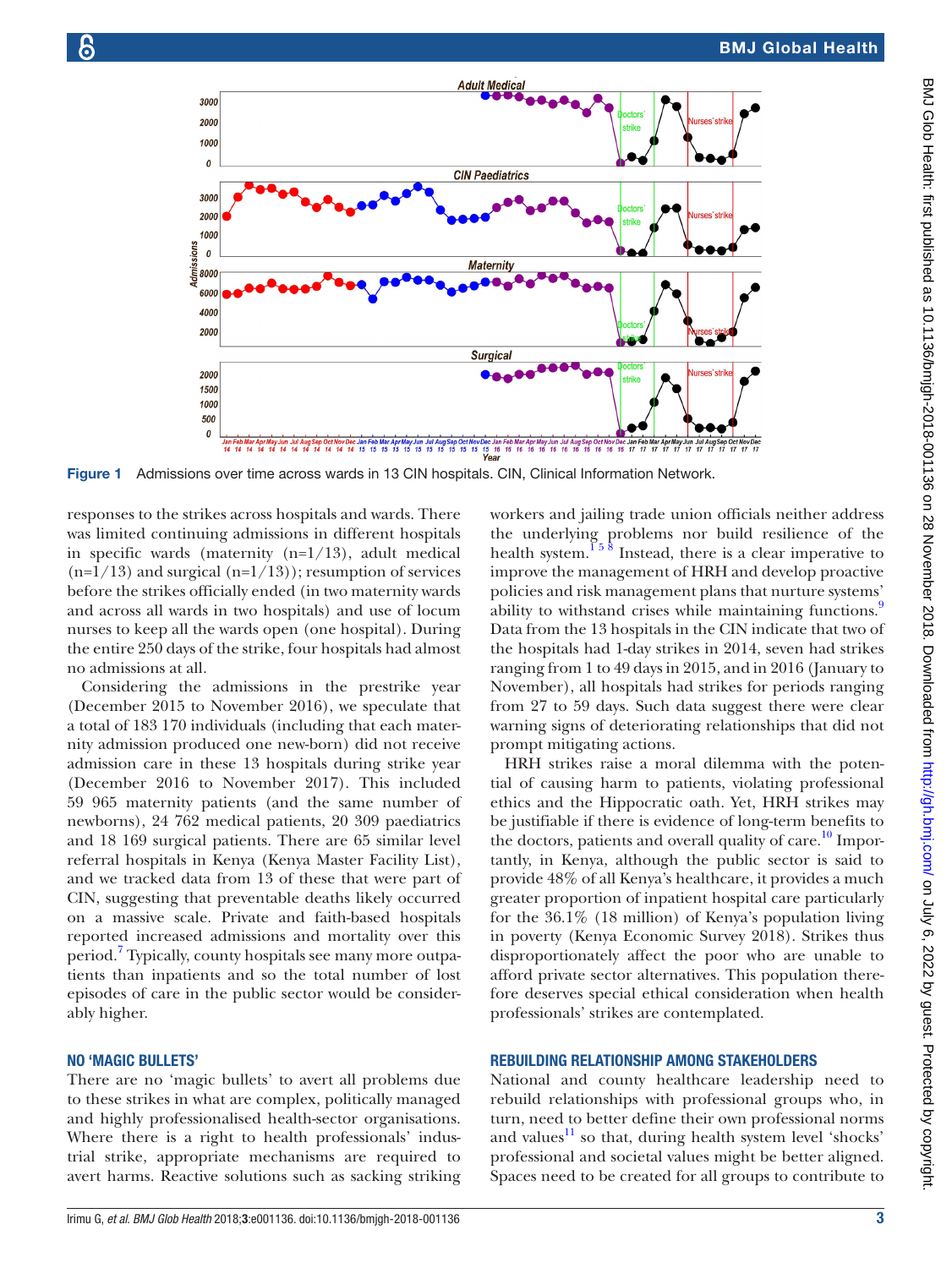Figure 1 Admissions over time across wards in 13 CIN hospitals. CIN, Clinical Information Network.

responses to the strikes across hospitals and wards. There was limited continuing admissions in different hospitals in specific wards (maternity (n=1/13), adult medical (n=1/13) and surgical (n=1/13)); resumption of services before the strikes officially ended (in two maternity wards and across all wards in two hospitals) and use of locum nurses to keep all the wards open (one hospital). During the entire 250 days of the strike, four hospitals had almost no admissions at all.

Considering the admissions in the prestrike year (December 2015 to November 2016), we speculate that a total of 183 170 individuals (including that each maternity admission produced one new-born) did not receive admission care in these 13 hospitals during strike year (December 2016 to November 2017). This included 59 965 maternity patients (and the same number of newborns), 24 762 medical patients, 20 309 paediatrics and 18 169 surgical patients. There are 65 similar level referral hospitals in Kenya (Kenya Master Facility List), and we tracked data from 13 of these that were part of CIN, suggesting that preventable deaths likely occurred on a massive scale. Private and faith-based hospitals reported increased admissions and mortality over this period.[7] Typically, county hospitals see many more outpatients than inpatients and so the total number of lost episodes of care in the public sector would be considerably higher.

## NO 'MAGIC BULLETS'

There are no 'magic bullets' to avert all problems due to these strikes in what are complex, politically managed and highly professionalised health-sector organisations. Where there is a right to health professionals' industrial strike, appropriate mechanisms are required to avert harms. Reactive solutions such as sacking striking workers and jailing trade union officials neither address the underlying problems nor build resilience of the health system.[1 5 8] Instead, there is a clear imperative to improve the management of HRH and develop proactive policies and risk management plans that nurture systems' ability to withstand crises while maintaining functions.[9] Data from the 13 hospitals in the CIN indicate that two of the hospitals had 1-day strikes in 2014, seven had strikes ranging from 1 to 49 days in 2015, and in 2016 (January to November), all hospitals had strikes for periods ranging from 27 to 59 days. Such data suggest there were clear warning signs of deteriorating relationships that did not prompt mitigating actions.

HRH strikes raise a moral dilemma with the potential of causing harm to patients, violating professional ethics and the Hippocratic oath. Yet, HRH strikes may be justifiable if there is evidence of long-term benefits to the doctors, patients and overall quality of care.[10] Importantly, in Kenya, although the public sector is said to provide 48% of all Kenya's healthcare, it provides a much greater proportion of inpatient hospital care particularly for the 36.1% (18 million) of Kenya's population living in poverty (Kenya Economic Survey 2018). Strikes thus disproportionately affect the poor who are unable to afford private sector alternatives. This population therefore deserves special ethical consideration when health professionals' strikes are contemplated.

## REBUILDING RELATIONSHIP AMONG STAKEHOLDERS

National and county healthcare leadership need to rebuild relationships with professional groups who, in turn, need to better define their own professional norms and values[11] so that, during health system level 'shocks' professional and societal values might be better aligned. Spaces need to be created for all groups to contribute to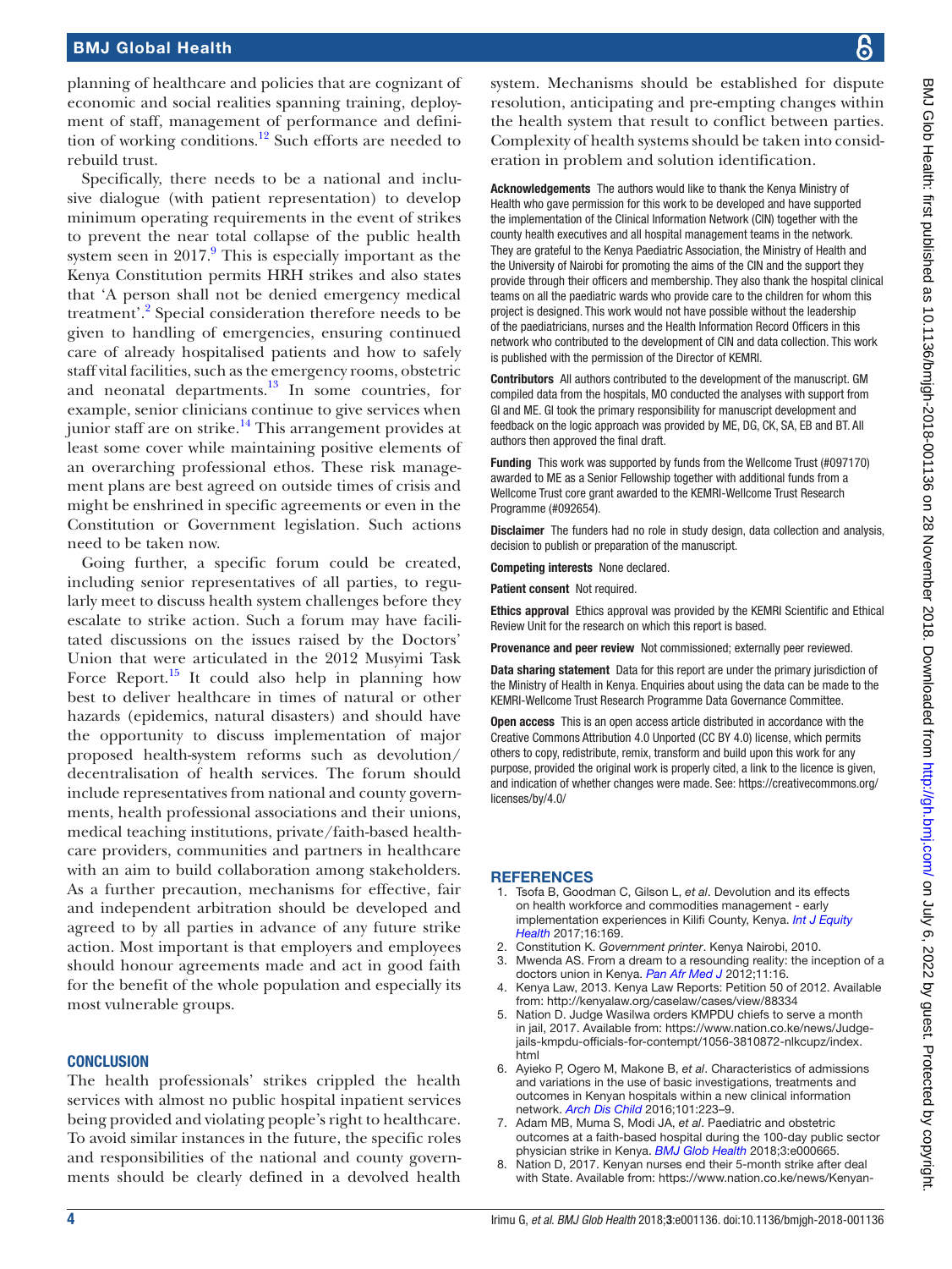planning of healthcare and policies that are cognizant of economic and social realities spanning training, deployment of staff, management of performance and definition of working conditions.[12] Such efforts are needed to rebuild trust.

Specifically, there needs to be a national and inclusive dialogue (with patient representation) to develop minimum operating requirements in the event of strikes to prevent the near total collapse of the public health system seen in 2017.[9] This is especially important as the Kenya Constitution permits HRH strikes and also states that 'A person shall not be denied emergency medical treatment'.[2] Special consideration therefore needs to be given to handling of emergencies, ensuring continued care of already hospitalised patients and how to safely staff vital facilities, such as the emergency rooms, obstetric and neonatal departments.[13] In some countries, for example, senior clinicians continue to give services when junior staff are on strike.[14] This arrangement provides at least some cover while maintaining positive elements of an overarching professional ethos. These risk management plans are best agreed on outside times of crisis and might be enshrined in specific agreements or even in the Constitution or Government legislation. Such actions need to be taken now.

Going further, a specific forum could be created, including senior representatives of all parties, to regularly meet to discuss health system challenges before they escalate to strike action. Such a forum may have facilitated discussions on the issues raised by the Doctors' Union that were articulated in the 2012 Musyimi Task Force Report.[15] It could also help in planning how best to deliver healthcare in times of natural or other hazards (epidemics, natural disasters) and should have the opportunity to discuss implementation of major proposed health-system reforms such as devolution/decentralisation of health services. The forum should include representatives from national and county governments, health professional associations and their unions, medical teaching institutions, private/faith-based healthcare providers, communities and partners in healthcare with an aim to build collaboration among stakeholders. As a further precaution, mechanisms for effective, fair and independent arbitration should be developed and agreed to by all parties in advance of any future strike action. Most important is that employers and employees should honour agreements made and act in good faith for the benefit of the whole population and especially its most vulnerable groups.

## CONCLUSION

The health professionals' strikes crippled the health services with almost no public hospital inpatient services being provided and violating people's right to healthcare. To avoid similar instances in the future, the specific roles and responsibilities of the national and county governments should be clearly defined in a devolved health system. Mechanisms should be established for dispute resolution, anticipating and pre-empting changes within the health system that result to conflict between parties. Complexity of health systems should be taken into consideration in problem and solution identification.

**Acknowledgements** The authors would like to thank the Kenya Ministry of Health who gave permission for this work to be developed and have supported the implementation of the Clinical Information Network (CIN) together with the county health executives and all hospital management teams in the network. They are grateful to the Kenya Paediatric Association, the Ministry of Health and the University of Nairobi for promoting the aims of the CIN and the support they provide through their officers and membership. They also thank the hospital clinical teams on all the paediatric wards who provide care to the children for whom this project is designed. This work would not have possible without the leadership of the paediatricians, nurses and the Health Information Record Officers in this network who contributed to the development of CIN and data collection. This work is published with the permission of the Director of KEMRI.

**Contributors** All authors contributed to the development of the manuscript. GM compiled data from the hospitals, MO conducted the analyses with support from GI and ME. GI took the primary responsibility for manuscript development and feedback on the logic approach was provided by ME, DG, CK, SA, EB and BT. All authors then approved the final draft.

**Funding** This work was supported by funds from the Wellcome Trust (#097170) awarded to ME as a Senior Fellowship together with additional funds from a Wellcome Trust core grant awarded to the KEMRI-Wellcome Trust Research Programme (#092654).

**Disclaimer** The funders had no role in study design, data collection and analysis, decision to publish or preparation of the manuscript.

**Competing interests** None declared.

**Patient consent** Not required.

**Ethics approval** Ethics approval was provided by the KEMRI Scientific and Ethical Review Unit for the research on which this report is based.

**Provenance and peer review** Not commissioned; externally peer reviewed.

**Data sharing statement** Data for this report are under the primary jurisdiction of the Ministry of Health in Kenya. Enquiries about using the data can be made to the KEMRI-Wellcome Trust Research Programme Data Governance Committee.

**Open access** This is an open access article distributed in accordance with the Creative Commons Attribution 4.0 Unported (CC BY 4.0) license, which permits others to copy, redistribute, remix, transform and build upon this work for any purpose, provided the original work is properly cited, a link to the licence is given, and indication of whether changes were made. See: https://creativecommons.org/licenses/by/4.0/

## REFERENCES

1. Tsofa B, Goodman C, Gilson L, *et al*. Devolution and its effects on health workforce and commodities management - early implementation experiences in Kilifi County, Kenya. *Int J Equity Health* 2017;16:169.
2. Constitution K. *Government printer*. Kenya Nairobi, 2010.
3. Mwenda AS. From a dream to a resounding reality: the inception of a doctors union in Kenya. *Pan Afr Med J* 2012;11:16.
4. Kenya Law, 2013. Kenya Law Reports: Petition 50 of 2012. Available from: http://kenyalaw.org/caselaw/cases/view/88334
5. Nation D. Judge Wasilwa orders KMPDU chiefs to serve a month in jail, 2017. Available from: https://www.nation.co.ke/news/Judge-jails-kmpdu-officials-for-contempt/1056-3810872-nlkcupz/index.html
6. Ayieko P, Ogero M, Makone B, *et al*. Characteristics of admissions and variations in the use of basic investigations, treatments and outcomes in Kenyan hospitals within a new clinical information network. *Arch Dis Child* 2016;101:223–9.
7. Adam MB, Muma S, Modi JA, *et al*. Paediatric and obstetric outcomes at a faith-based hospital during the 100-day public sector physician strike in Kenya. *BMJ Glob Health* 2018;3:e000665.
8. Nation D, 2017. Kenyan nurses end their 5-month strike after deal with State. Available from: https://www.nation.co.ke/news/Kenyan-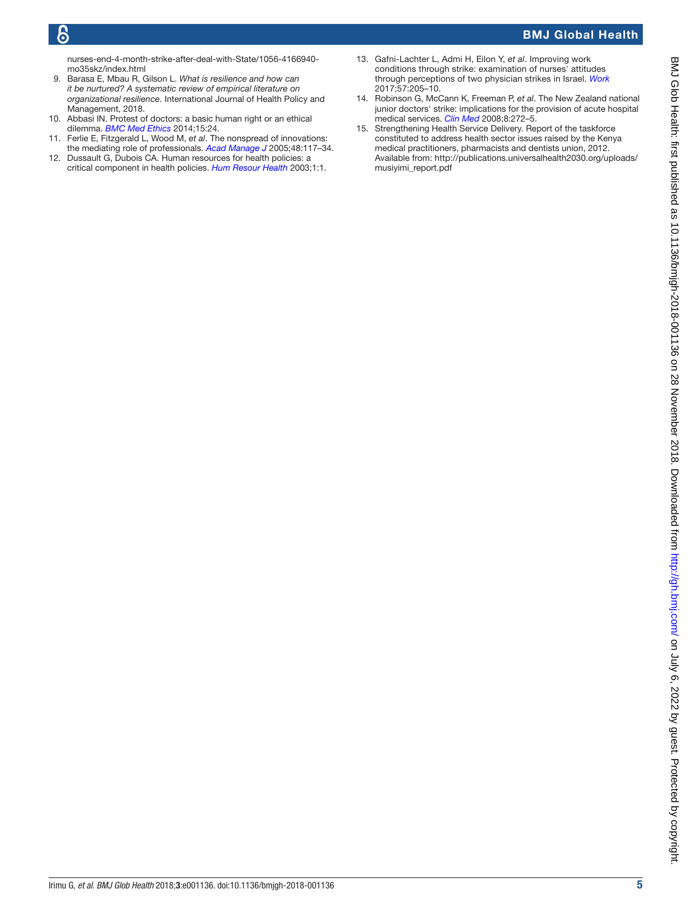nurses-end-4-month-strike-after-deal-with-State/1056-4166940-mo35skz/index.html

9. Barasa E, Mbau R, Gilson L. *What is resilience and how can it be nurtured? A systematic review of empirical literature on organizational resilience*. International Journal of Health Policy and Management, 2018.
10. Abbasi IN. Protest of doctors: a basic human right or an ethical dilemma. *BMC Med Ethics* 2014;15:24.
11. Ferlie E, Fitzgerald L, Wood M, *et al*. The nonspread of innovations: the mediating role of professionals. *Acad Manage J* 2005;48:117–34.
12. Dussault G, Dubois CA. Human resources for health policies: a critical component in health policies. *Hum Resour Health* 2003;1:1.
13. Gafni-Lachter L, Admi H, Eilon Y, *et al*. Improving work conditions through strike: examination of nurses' attitudes through perceptions of two physician strikes in Israel. *Work* 2017;57:205–10.
14. Robinson G, McCann K, Freeman P, *et al*. The New Zealand national junior doctors' strike: implications for the provision of acute hospital medical services. *Clin Med* 2008;8:272–5.
15. Strengthening Health Service Delivery. Report of the taskforce constituted to address health sector issues raised by the Kenya medical practitioners, pharmacists and dentists union, 2012. Available from: http://publications.universalhealth2030.org/uploads/musiyimi_report.pdf